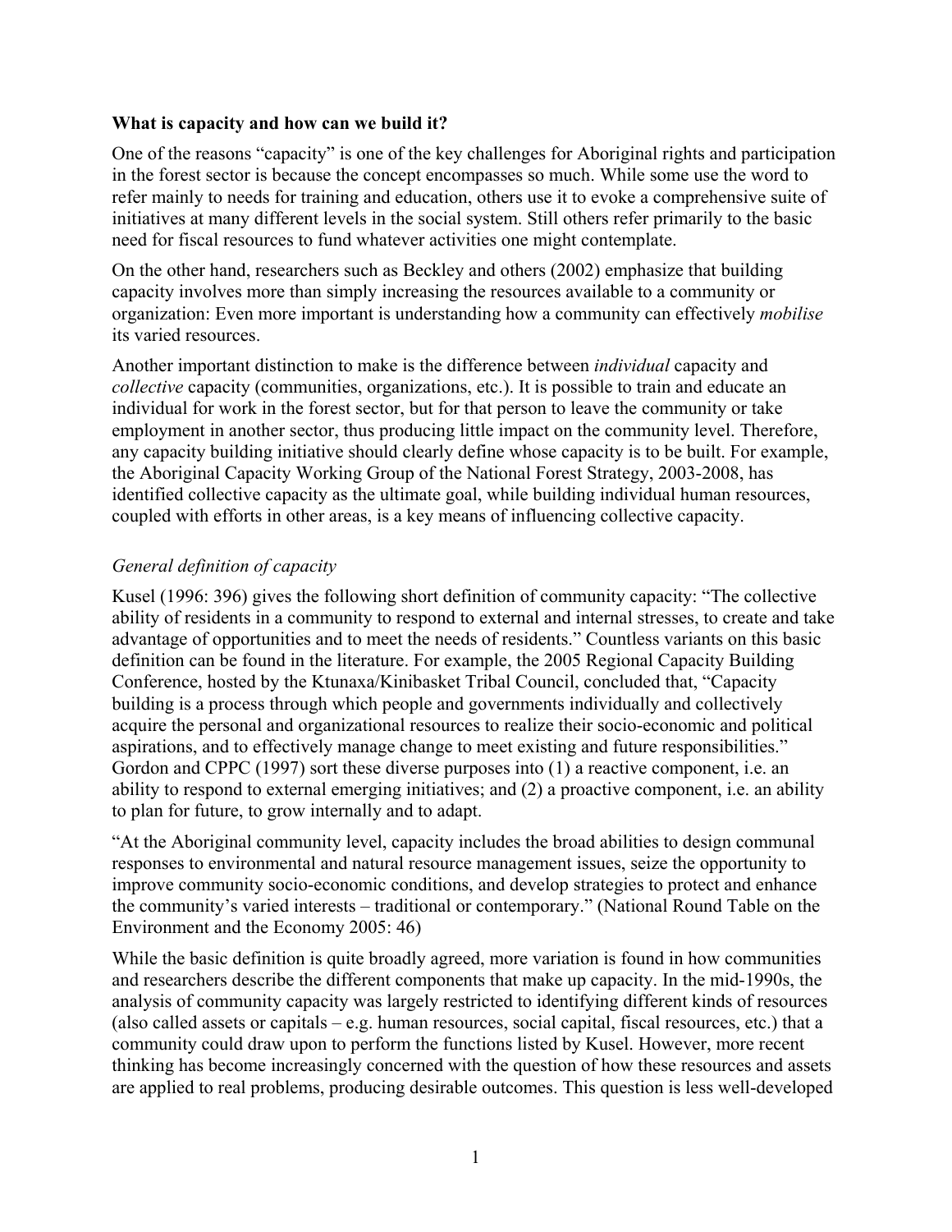**What is capacity and how can we build it?**

One of the reasons "capacity" is one of the key challenges for Aboriginal rights and participation in the forest sector is because the concept encompasses so much. While some use the word to refer mainly to needs for training and education, others use it to evoke a comprehensive suite of initiatives at many different levels in the social system. Still others refer primarily to the basic need for fiscal resources to fund whatever activities one might contemplate.

On the other hand, researchers such as Beckley and others (2002) emphasize that building capacity involves more than simply increasing the resources available to a community or organization: Even more important is understanding how a community can effectively *mobilise* its varied resources.

Another important distinction to make is the difference between *individual* capacity and *collective* capacity (communities, organizations, etc.). It is possible to train and educate an individual for work in the forest sector, but for that person to leave the community or take employment in another sector, thus producing little impact on the community level. Therefore, any capacity building initiative should clearly define whose capacity is to be built. For example, the Aboriginal Capacity Working Group of the National Forest Strategy, 2003-2008, has identified collective capacity as the ultimate goal, while building individual human resources, coupled with efforts in other areas, is a key means of influencing collective capacity.

*General definition of capacity*

Kusel (1996: 396) gives the following short definition of community capacity: "The collective ability of residents in a community to respond to external and internal stresses, to create and take advantage of opportunities and to meet the needs of residents." Countless variants on this basic definition can be found in the literature. For example, the 2005 Regional Capacity Building Conference, hosted by the Ktunaxa/Kinibasket Tribal Council, concluded that, "Capacity building is a process through which people and governments individually and collectively acquire the personal and organizational resources to realize their socio-economic and political aspirations, and to effectively manage change to meet existing and future responsibilities." Gordon and CPPC (1997) sort these diverse purposes into (1) a reactive component, i.e. an ability to respond to external emerging initiatives; and (2) a proactive component, i.e. an ability to plan for future, to grow internally and to adapt.

"At the Aboriginal community level, capacity includes the broad abilities to design communal responses to environmental and natural resource management issues, seize the opportunity to improve community socio-economic conditions, and develop strategies to protect and enhance the community's varied interests – traditional or contemporary." (National Round Table on the Environment and the Economy 2005: 46)

While the basic definition is quite broadly agreed, more variation is found in how communities and researchers describe the different components that make up capacity. In the mid-1990s, the analysis of community capacity was largely restricted to identifying different kinds of resources (also called assets or capitals – e.g. human resources, social capital, fiscal resources, etc.) that a community could draw upon to perform the functions listed by Kusel. However, more recent thinking has become increasingly concerned with the question of how these resources and assets are applied to real problems, producing desirable outcomes. This question is less well-developed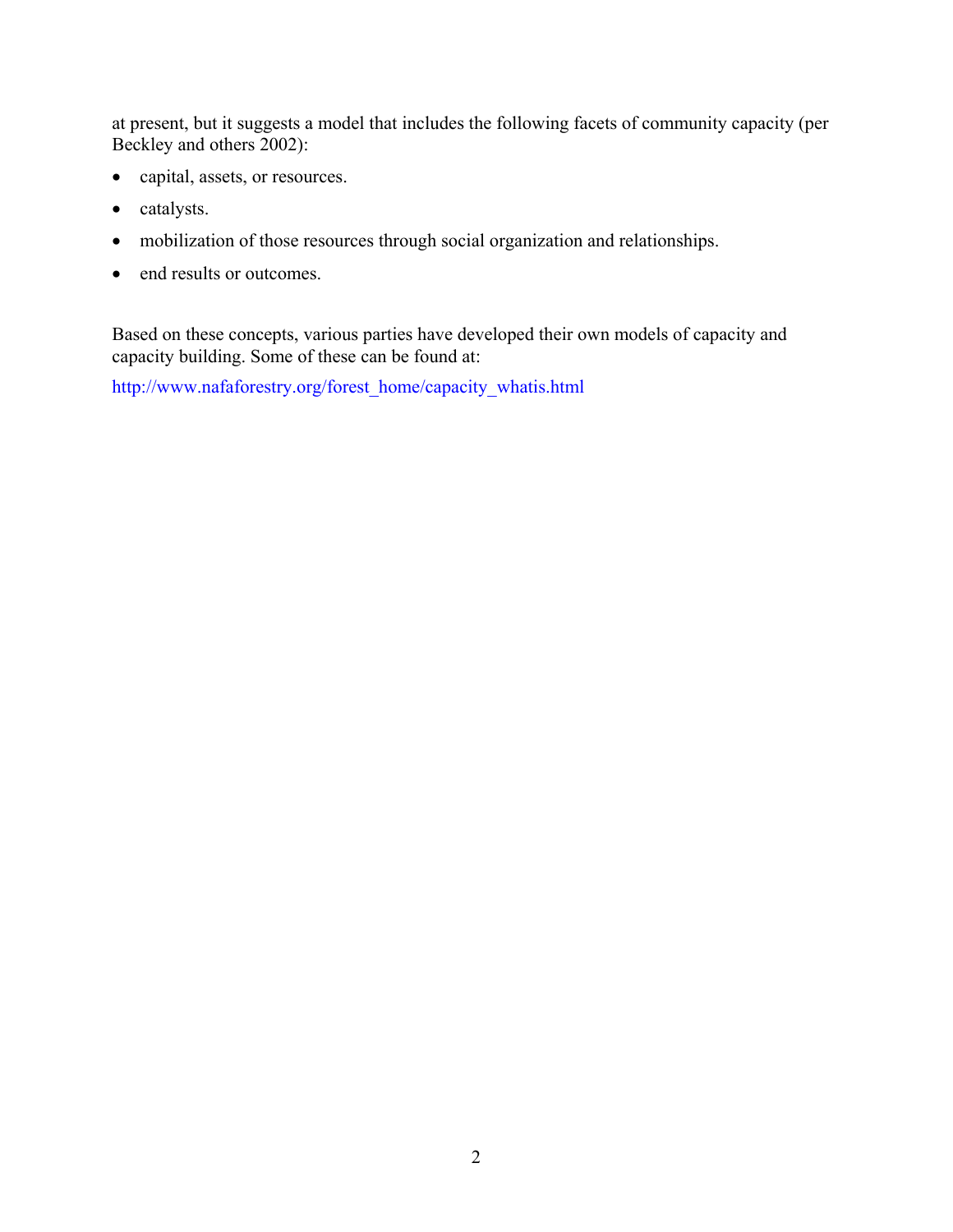at present, but it suggests a model that includes the following facets of community capacity (per Beckley and others 2002):

- capital, assets, or resources.
- catalysts.
- mobilization of those resources through social organization and relationships.
- end results or outcomes.

Based on these concepts, various parties have developed their own models of capacity and capacity building. Some of these can be found at:

http://www.nafaforestry.org/forest_home/capacity_whatis.html